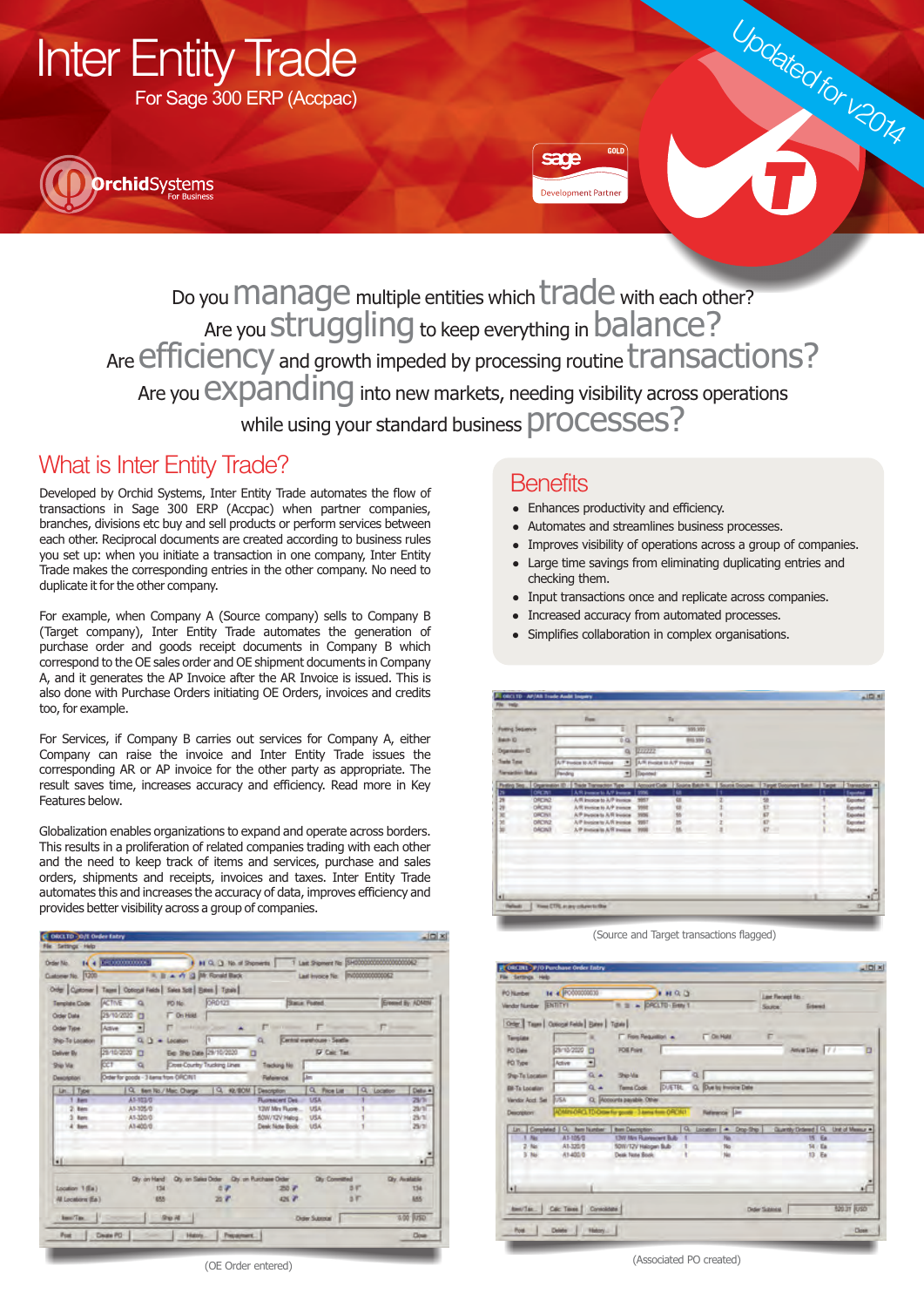# Inter Entity Trade

For Sage 300 ERP (Accpac)

Updated for v2014

OrchidSystems For Business

sage GOLD Development Partner

Do you manage multiple entities which trade with each other?
Are you struggling to keep everything in balance?
Are efficiency and growth impeded by processing routine transactions?
Are you expanding into new markets, needing visibility across operations while using your standard business processes?

## What is Inter Entity Trade?

Developed by Orchid Systems, Inter Entity Trade automates the flow of transactions in Sage 300 ERP (Accpac) when partner companies, branches, divisions etc buy and sell products or perform services between each other. Reciprocal documents are created according to business rules you set up: when you initiate a transaction in one company, Inter Entity Trade makes the corresponding entries in the other company. No need to duplicate it for the other company.

For example, when Company A (Source company) sells to Company B (Target company), Inter Entity Trade automates the generation of purchase order and goods receipt documents in Company B which correspond to the OE sales order and OE shipment documents in Company A, and it generates the AP Invoice after the AR Invoice is issued. This is also done with Purchase Orders initiating OE Orders, invoices and credits too, for example.

For Services, if Company B carries out services for Company A, either Company can raise the invoice and Inter Entity Trade issues the corresponding AR or AP invoice for the other party as appropriate. The result saves time, increases accuracy and efficiency. Read more in Key Features below.

Globalization enables organizations to expand and operate across borders. This results in a proliferation of related companies trading with each other and the need to keep track of items and services, purchase and sales orders, shipments and receipts, invoices and taxes. Inter Entity Trade automates this and increases the accuracy of data, improves efficiency and provides better visibility across a group of companies.

(OE Order entered)

## Benefits

- Enhances productivity and efficiency.
- Automates and streamlines business processes.
- Improves visibility of operations across a group of companies.
- Large time savings from eliminating duplicating entries and checking them.
- Input transactions once and replicate across companies.
- Increased accuracy from automated processes.
- Simplifies collaboration in complex organisations.

(Source and Target transactions flagged)

(Associated PO created)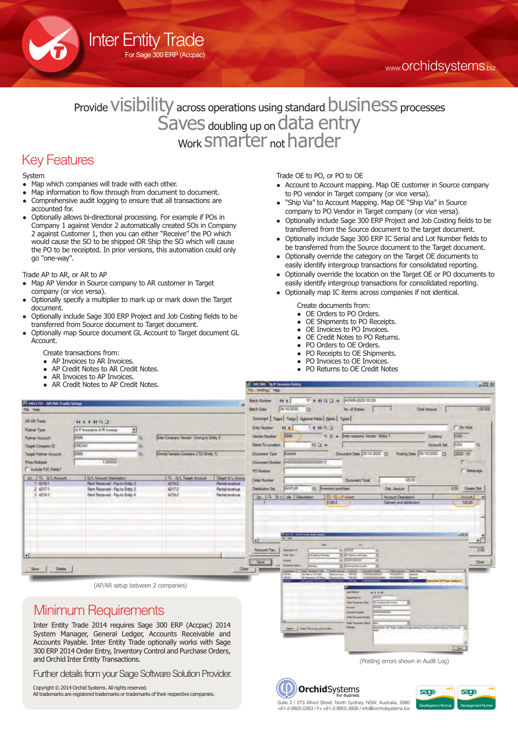# Inter Entity Trade

For Sage 300 ERP (Accpac)

www.orchidsystems.biz

Provide visibility across operations using standard business processes
Saves doubling up on data entry
Work smarter not harder

## Key Features

System

- Map which companies will trade with each other.
- Map information to flow through from document to document.
- Comprehensive audit logging to ensure that all transactions are accounted for.
- Optionally allows bi-directional processing. For example if POs in Company 1 against Vendor 2 automatically created SOs in Company 2 against Customer 1, then you can either "Receive" the PO which would cause the SO to be shipped OR Ship the SO which will cause the PO to be receipted. In prior versions, this automation could only go "one-way".

Trade AP to AR, or AR to AP

- Map AP Vendor in Source company to AR customer in Target company (or vice versa).
- Optionally specify a multiplier to mark up or mark down the Target document.
- Optionally include Sage 300 ERP Project and Job Costing fields to be transferred from Source document to Target document.
- Optionally map Source document GL Account to Target document GL Account.

Create transactions from:

- AP Invoices to AR Invoices.
- AP Credit Notes to AR Credit Notes.
- AR Invoices to AP Invoices.
- AR Credit Notes to AP Credit Notes.

(AP/AR setup between 2 companies)

Trade OE to PO, or PO to OE

- Account to Account mapping. Map OE customer in Source company to PO vendor in Target company (or vice versa).
- "Ship Via" to Account Mapping. Map OE "Ship Via" in Source company to PO Vendor in Target company (or vice versa).
- Optionally include Sage 300 ERP Project and Job Costing fields to be transferred from the Source document to the target document.
- Optionally include Sage 300 ERP IC Serial and Lot Number fields to be transferred from the Source document to the Target document.
- Optionally override the category on the Target OE documents to easily identify intergroup transactions for consolidated reporting.
- Optionally override the location on the Target OE or PO documents to easily identify intergroup transactions for consolidated reporting.
- Optionally map IC items across companies if not identical.

Create documents from:

- OE Orders to PO Orders.
- OE Shipments to PO Receipts.
- OE Invoices to PO Invoices.
- OE Credit Notes to PO Returns.
- PO Orders to OE Orders.
- PO Receipts to OE Shipments.
- PO Invoices to OE Invoices.
- PO Returns to OE Credit Notes

(Posting errors shown in Audit Log)

## Minimum Requirements

Inter Entity Trade 2014 requires Sage 300 ERP (Accpac) 2014 System Manager, General Ledger, Accounts Receivable and Accounts Payable. Inter Entity Trade optionally works with Sage 300 ERP 2014 Order Entry, Inventory Control and Purchase Orders, and Orchid Inter Entity Transactions.

Further details from your Sage Software Solution Provider.

Copyright © 2014 Orchid Systems. All rights reserved.
All trademarks are registered trademarks or trademarks of their respective companies.

OrchidSystems For Business

Suite 2 / 273 Alfred Street, North Sydney, NSW, Australia, 2060
+61-2-9925-0383 / Fx +61-2-9955-3926 / info@orchidsystems.biz